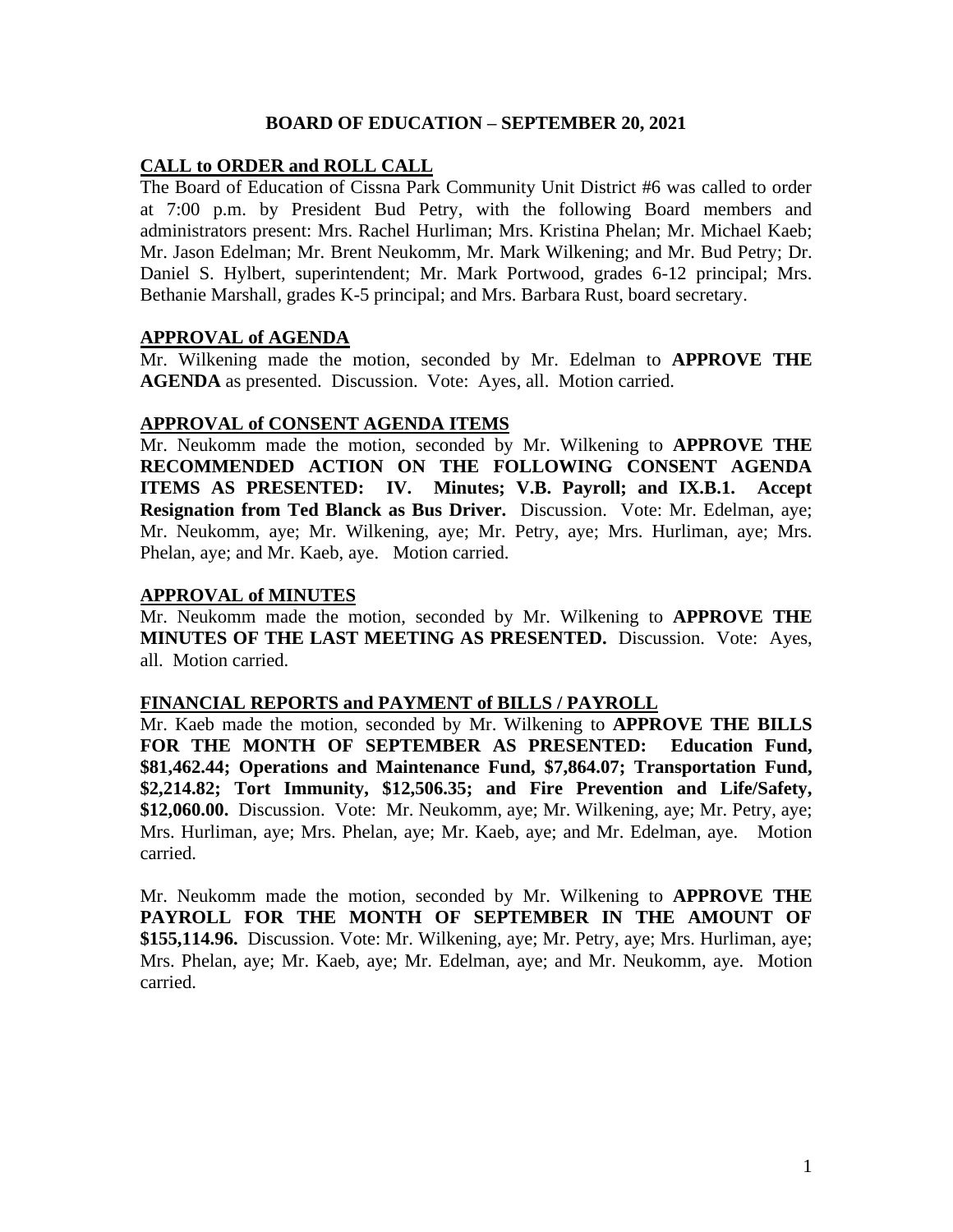# BOARD OF EDUCATION – SEPTEMBER 20, 2021

## CALL to ORDER and ROLL CALL

The Board of Education of Cissna Park Community Unit District #6 was called to order at 7:00 p.m. by President Bud Petry, with the following Board members and administrators present: Mrs. Rachel Hurliman; Mrs. Kristina Phelan; Mr. Michael Kaeb; Mr. Jason Edelman; Mr. Brent Neukomm, Mr. Mark Wilkening; and Mr. Bud Petry; Dr. Daniel S. Hylbert, superintendent; Mr. Mark Portwood, grades 6-12 principal; Mrs. Bethanie Marshall, grades K-5 principal; and Mrs. Barbara Rust, board secretary.

## APPROVAL of AGENDA

Mr. Wilkening made the motion, seconded by Mr. Edelman to **APPROVE THE AGENDA** as presented. Discussion. Vote: Ayes, all. Motion carried.

## APPROVAL of CONSENT AGENDA ITEMS

Mr. Neukomm made the motion, seconded by Mr. Wilkening to **APPROVE THE RECOMMENDED ACTION ON THE FOLLOWING CONSENT AGENDA ITEMS AS PRESENTED: IV. Minutes; V.B. Payroll; and IX.B.1. Accept Resignation from Ted Blanck as Bus Driver.** Discussion. Vote: Mr. Edelman, aye; Mr. Neukomm, aye; Mr. Wilkening, aye; Mr. Petry, aye; Mrs. Hurliman, aye; Mrs. Phelan, aye; and Mr. Kaeb, aye. Motion carried.

## APPROVAL of MINUTES

Mr. Neukomm made the motion, seconded by Mr. Wilkening to **APPROVE THE MINUTES OF THE LAST MEETING AS PRESENTED.** Discussion. Vote: Ayes, all. Motion carried.

## FINANCIAL REPORTS and PAYMENT of BILLS / PAYROLL

Mr. Kaeb made the motion, seconded by Mr. Wilkening to **APPROVE THE BILLS FOR THE MONTH OF SEPTEMBER AS PRESENTED: Education Fund, $81,462.44; Operations and Maintenance Fund, $7,864.07; Transportation Fund, $2,214.82; Tort Immunity, $12,506.35; and Fire Prevention and Life/Safety, $12,060.00.** Discussion. Vote: Mr. Neukomm, aye; Mr. Wilkening, aye; Mr. Petry, aye; Mrs. Hurliman, aye; Mrs. Phelan, aye; Mr. Kaeb, aye; and Mr. Edelman, aye. Motion carried.

Mr. Neukomm made the motion, seconded by Mr. Wilkening to **APPROVE THE PAYROLL FOR THE MONTH OF SEPTEMBER IN THE AMOUNT OF $155,114.96.** Discussion. Vote: Mr. Wilkening, aye; Mr. Petry, aye; Mrs. Hurliman, aye; Mrs. Phelan, aye; Mr. Kaeb, aye; Mr. Edelman, aye; and Mr. Neukomm, aye. Motion carried.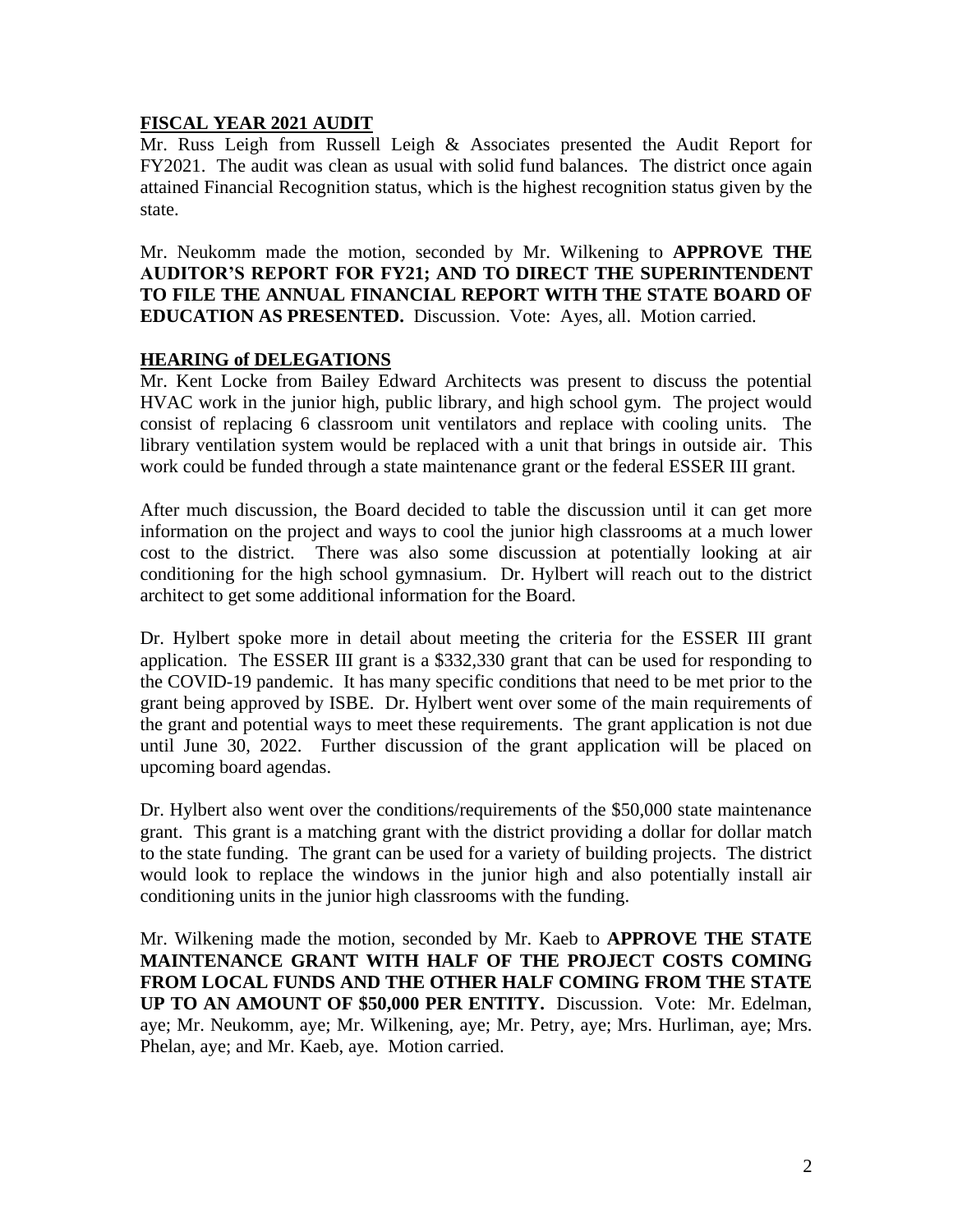**FISCAL YEAR 2021 AUDIT**

Mr. Russ Leigh from Russell Leigh & Associates presented the Audit Report for FY2021. The audit was clean as usual with solid fund balances. The district once again attained Financial Recognition status, which is the highest recognition status given by the state.

Mr. Neukomm made the motion, seconded by Mr. Wilkening to **APPROVE THE AUDITOR'S REPORT FOR FY21; AND TO DIRECT THE SUPERINTENDENT TO FILE THE ANNUAL FINANCIAL REPORT WITH THE STATE BOARD OF EDUCATION AS PRESENTED.** Discussion. Vote: Ayes, all. Motion carried.

**HEARING of DELEGATIONS**

Mr. Kent Locke from Bailey Edward Architects was present to discuss the potential HVAC work in the junior high, public library, and high school gym. The project would consist of replacing 6 classroom unit ventilators and replace with cooling units. The library ventilation system would be replaced with a unit that brings in outside air. This work could be funded through a state maintenance grant or the federal ESSER III grant.

After much discussion, the Board decided to table the discussion until it can get more information on the project and ways to cool the junior high classrooms at a much lower cost to the district. There was also some discussion at potentially looking at air conditioning for the high school gymnasium. Dr. Hylbert will reach out to the district architect to get some additional information for the Board.

Dr. Hylbert spoke more in detail about meeting the criteria for the ESSER III grant application. The ESSER III grant is a $332,330 grant that can be used for responding to the COVID-19 pandemic. It has many specific conditions that need to be met prior to the grant being approved by ISBE. Dr. Hylbert went over some of the main requirements of the grant and potential ways to meet these requirements. The grant application is not due until June 30, 2022. Further discussion of the grant application will be placed on upcoming board agendas.

Dr. Hylbert also went over the conditions/requirements of the $50,000 state maintenance grant. This grant is a matching grant with the district providing a dollar for dollar match to the state funding. The grant can be used for a variety of building projects. The district would look to replace the windows in the junior high and also potentially install air conditioning units in the junior high classrooms with the funding.

Mr. Wilkening made the motion, seconded by Mr. Kaeb to **APPROVE THE STATE MAINTENANCE GRANT WITH HALF OF THE PROJECT COSTS COMING FROM LOCAL FUNDS AND THE OTHER HALF COMING FROM THE STATE UP TO AN AMOUNT OF $50,000 PER ENTITY.** Discussion. Vote: Mr. Edelman, aye; Mr. Neukomm, aye; Mr. Wilkening, aye; Mr. Petry, aye; Mrs. Hurliman, aye; Mrs. Phelan, aye; and Mr. Kaeb, aye. Motion carried.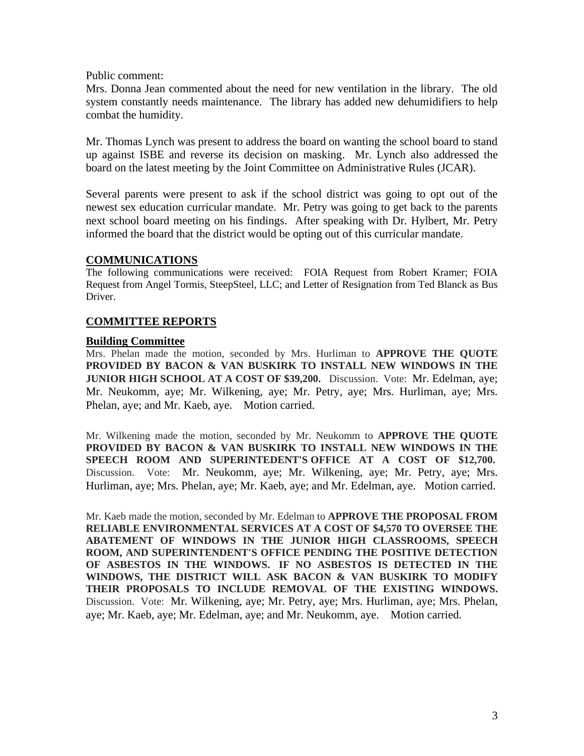Public comment:

Mrs. Donna Jean commented about the need for new ventilation in the library. The old system constantly needs maintenance. The library has added new dehumidifiers to help combat the humidity.

Mr. Thomas Lynch was present to address the board on wanting the school board to stand up against ISBE and reverse its decision on masking. Mr. Lynch also addressed the board on the latest meeting by the Joint Committee on Administrative Rules (JCAR).

Several parents were present to ask if the school district was going to opt out of the newest sex education curricular mandate. Mr. Petry was going to get back to the parents next school board meeting on his findings. After speaking with Dr. Hylbert, Mr. Petry informed the board that the district would be opting out of this curricular mandate.

## COMMUNICATIONS

The following communications were received: FOIA Request from Robert Kramer; FOIA Request from Angel Tormis, SteepSteel, LLC; and Letter of Resignation from Ted Blanck as Bus Driver.

## COMMITTEE REPORTS

### Building Committee

Mrs. Phelan made the motion, seconded by Mrs. Hurliman to **APPROVE THE QUOTE PROVIDED BY BACON & VAN BUSKIRK TO INSTALL NEW WINDOWS IN THE JUNIOR HIGH SCHOOL AT A COST OF $39,200.** Discussion. Vote: Mr. Edelman, aye; Mr. Neukomm, aye; Mr. Wilkening, aye; Mr. Petry, aye; Mrs. Hurliman, aye; Mrs. Phelan, aye; and Mr. Kaeb, aye. Motion carried.

Mr. Wilkening made the motion, seconded by Mr. Neukomm to **APPROVE THE QUOTE PROVIDED BY BACON & VAN BUSKIRK TO INSTALL NEW WINDOWS IN THE SPEECH ROOM AND SUPERINTEDENT'S OFFICE AT A COST OF $12,700.** Discussion. Vote: Mr. Neukomm, aye; Mr. Wilkening, aye; Mr. Petry, aye; Mrs. Hurliman, aye; Mrs. Phelan, aye; Mr. Kaeb, aye; and Mr. Edelman, aye. Motion carried.

Mr. Kaeb made the motion, seconded by Mr. Edelman to **APPROVE THE PROPOSAL FROM RELIABLE ENVIRONMENTAL SERVICES AT A COST OF $4,570 TO OVERSEE THE ABATEMENT OF WINDOWS IN THE JUNIOR HIGH CLASSROOMS, SPEECH ROOM, AND SUPERINTENDENT'S OFFICE PENDING THE POSITIVE DETECTION OF ASBESTOS IN THE WINDOWS. IF NO ASBESTOS IS DETECTED IN THE WINDOWS, THE DISTRICT WILL ASK BACON & VAN BUSKIRK TO MODIFY THEIR PROPOSALS TO INCLUDE REMOVAL OF THE EXISTING WINDOWS.** Discussion. Vote: Mr. Wilkening, aye; Mr. Petry, aye; Mrs. Hurliman, aye; Mrs. Phelan, aye; Mr. Kaeb, aye; Mr. Edelman, aye; and Mr. Neukomm, aye. Motion carried.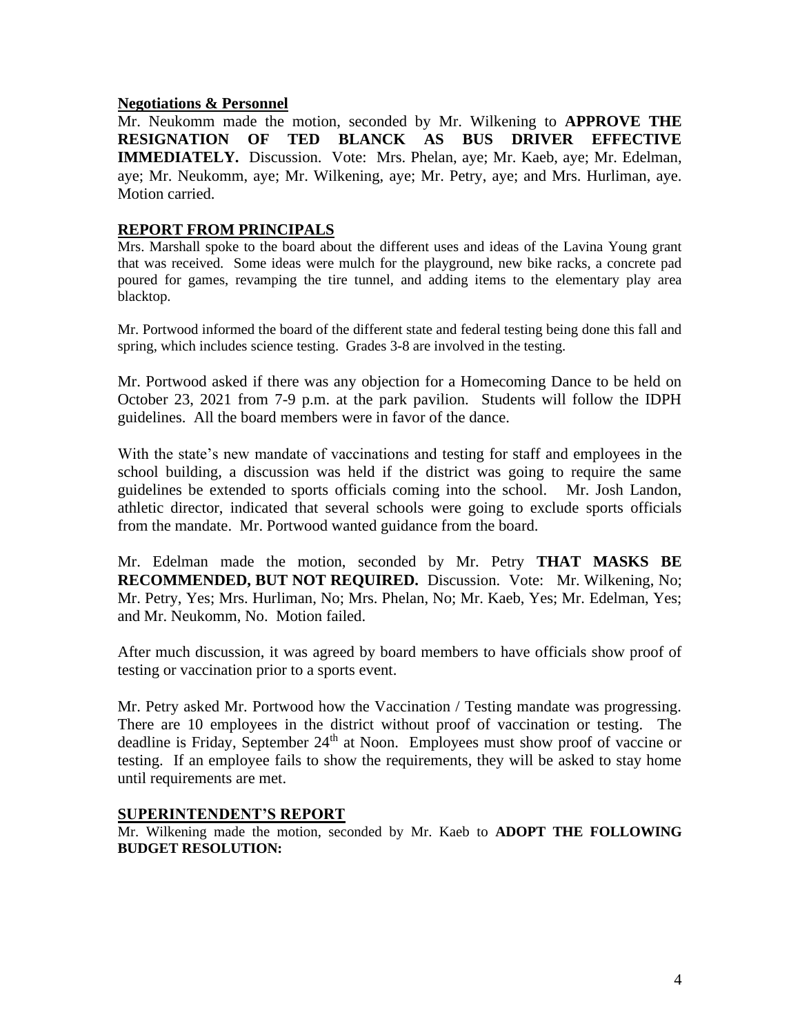**Negotiations & Personnel**

Mr. Neukomm made the motion, seconded by Mr. Wilkening to **APPROVE THE RESIGNATION OF TED BLANCK AS BUS DRIVER EFFECTIVE IMMEDIATELY.** Discussion. Vote: Mrs. Phelan, aye; Mr. Kaeb, aye; Mr. Edelman, aye; Mr. Neukomm, aye; Mr. Wilkening, aye; Mr. Petry, aye; and Mrs. Hurliman, aye. Motion carried.

**REPORT FROM PRINCIPALS**

Mrs. Marshall spoke to the board about the different uses and ideas of the Lavina Young grant that was received. Some ideas were mulch for the playground, new bike racks, a concrete pad poured for games, revamping the tire tunnel, and adding items to the elementary play area blacktop.

Mr. Portwood informed the board of the different state and federal testing being done this fall and spring, which includes science testing. Grades 3-8 are involved in the testing.

Mr. Portwood asked if there was any objection for a Homecoming Dance to be held on October 23, 2021 from 7-9 p.m. at the park pavilion. Students will follow the IDPH guidelines. All the board members were in favor of the dance.

With the state's new mandate of vaccinations and testing for staff and employees in the school building, a discussion was held if the district was going to require the same guidelines be extended to sports officials coming into the school. Mr. Josh Landon, athletic director, indicated that several schools were going to exclude sports officials from the mandate. Mr. Portwood wanted guidance from the board.

Mr. Edelman made the motion, seconded by Mr. Petry **THAT MASKS BE RECOMMENDED, BUT NOT REQUIRED.** Discussion. Vote: Mr. Wilkening, No; Mr. Petry, Yes; Mrs. Hurliman, No; Mrs. Phelan, No; Mr. Kaeb, Yes; Mr. Edelman, Yes; and Mr. Neukomm, No. Motion failed.

After much discussion, it was agreed by board members to have officials show proof of testing or vaccination prior to a sports event.

Mr. Petry asked Mr. Portwood how the Vaccination / Testing mandate was progressing. There are 10 employees in the district without proof of vaccination or testing. The deadline is Friday, September 24th at Noon. Employees must show proof of vaccine or testing. If an employee fails to show the requirements, they will be asked to stay home until requirements are met.

**SUPERINTENDENT'S REPORT**

Mr. Wilkening made the motion, seconded by Mr. Kaeb to **ADOPT THE FOLLOWING BUDGET RESOLUTION:**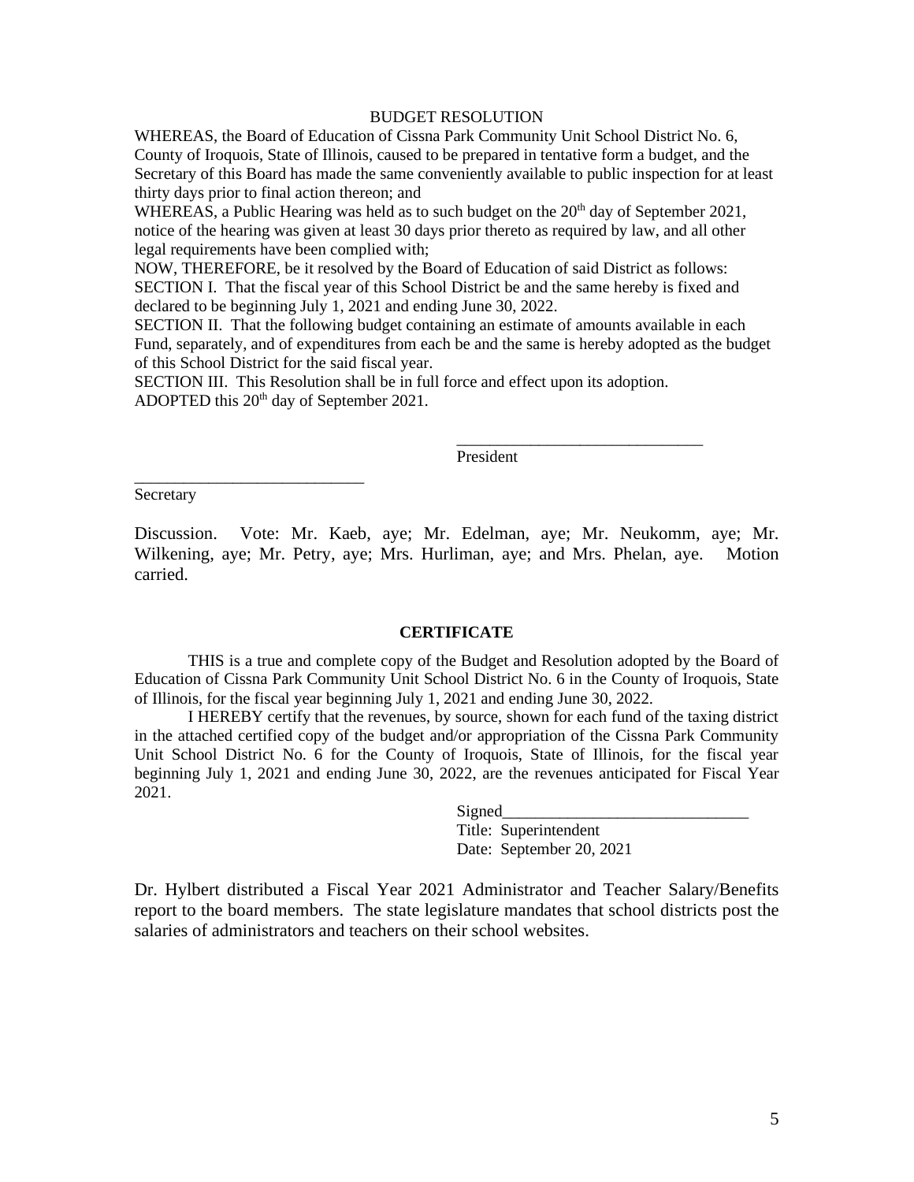BUDGET RESOLUTION

WHEREAS, the Board of Education of Cissna Park Community Unit School District No. 6, County of Iroquois, State of Illinois, caused to be prepared in tentative form a budget, and the Secretary of this Board has made the same conveniently available to public inspection for at least thirty days prior to final action thereon; and

WHEREAS, a Public Hearing was held as to such budget on the 20th day of September 2021, notice of the hearing was given at least 30 days prior thereto as required by law, and all other legal requirements have been complied with;

NOW, THEREFORE, be it resolved by the Board of Education of said District as follows:

SECTION I. That the fiscal year of this School District be and the same hereby is fixed and declared to be beginning July 1, 2021 and ending June 30, 2022.

SECTION II. That the following budget containing an estimate of amounts available in each Fund, separately, and of expenditures from each be and the same is hereby adopted as the budget of this School District for the said fiscal year.

SECTION III. This Resolution shall be in full force and effect upon its adoption.

ADOPTED this 20th day of September 2021.

_______________________________
President

_____________________________
Secretary

Discussion. Vote: Mr. Kaeb, aye; Mr. Edelman, aye; Mr. Neukomm, aye; Mr. Wilkening, aye; Mr. Petry, aye; Mrs. Hurliman, aye; and Mrs. Phelan, aye. Motion carried.

**CERTIFICATE**

THIS is a true and complete copy of the Budget and Resolution adopted by the Board of Education of Cissna Park Community Unit School District No. 6 in the County of Iroquois, State of Illinois, for the fiscal year beginning July 1, 2021 and ending June 30, 2022.

I HEREBY certify that the revenues, by source, shown for each fund of the taxing district in the attached certified copy of the budget and/or appropriation of the Cissna Park Community Unit School District No. 6 for the County of Iroquois, State of Illinois, for the fiscal year beginning July 1, 2021 and ending June 30, 2022, are the revenues anticipated for Fiscal Year 2021.

Signed_______________________________
Title: Superintendent
Date: September 20, 2021

Dr. Hylbert distributed a Fiscal Year 2021 Administrator and Teacher Salary/Benefits report to the board members. The state legislature mandates that school districts post the salaries of administrators and teachers on their school websites.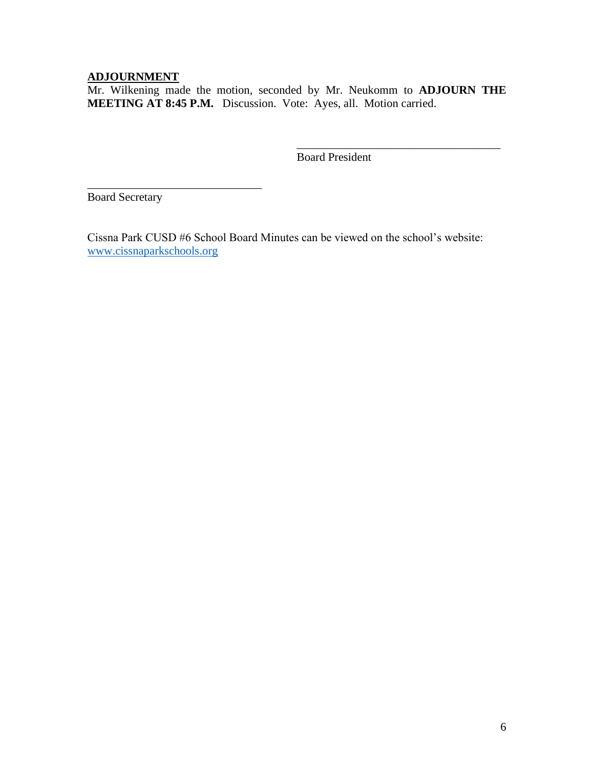**ADJOURNMENT**

Mr. Wilkening made the motion, seconded by Mr. Neukomm to **ADJOURN THE MEETING AT 8:45 P.M.** Discussion. Vote: Ayes, all. Motion carried.

\_\_\_\_\_\_\_\_\_\_\_\_\_\_\_\_\_\_\_\_\_\_\_\_\_\_\_\_\_\_\_\_\_\_\_
Board President

\_\_\_\_\_\_\_\_\_\_\_\_\_\_\_\_\_\_\_\_\_\_\_\_\_\_\_\_\_\_
Board Secretary

Cissna Park CUSD #6 School Board Minutes can be viewed on the school's website: [www.cissnaparkschools.org](http://www.cissnaparkschools.org)